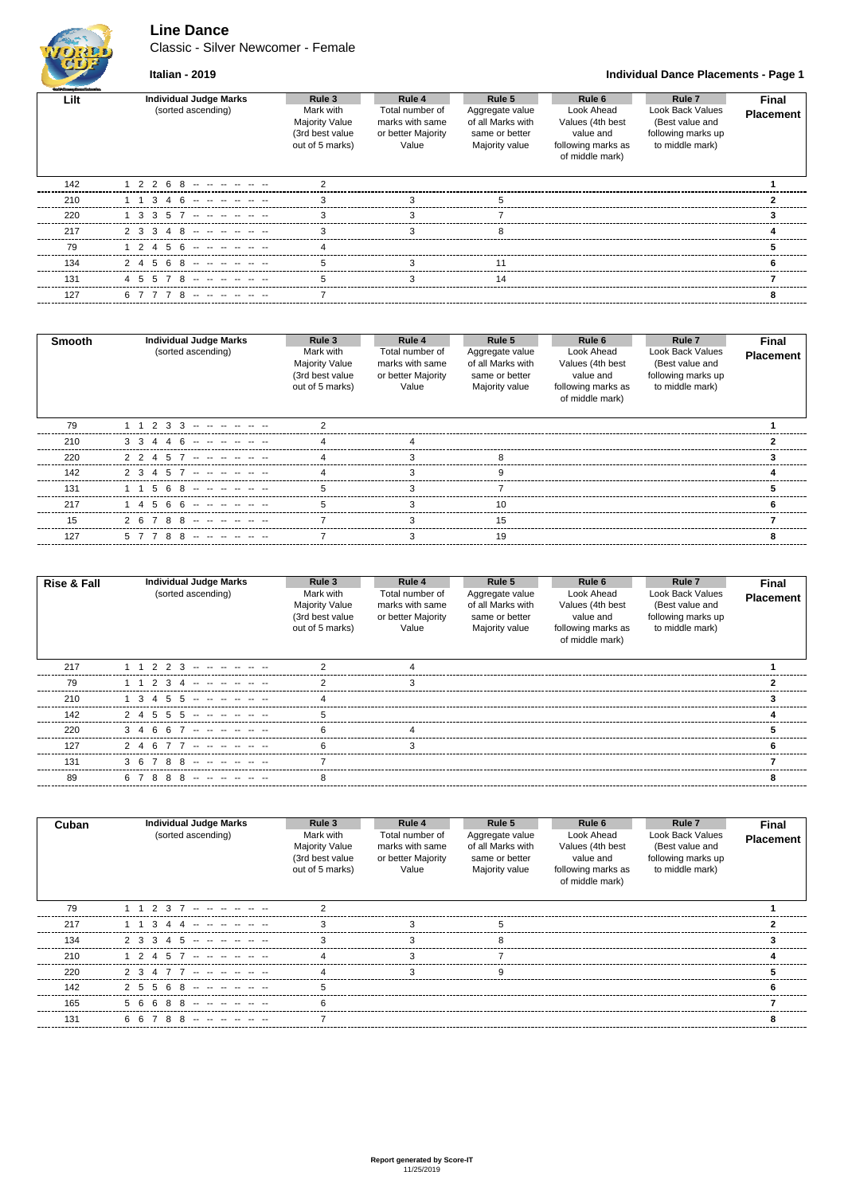# Line Dance

Classic - Silver Newcomer - Female

**Italian - 2019**

**Individual Dance Placements - Page 1**

| Lilt | Individual Judge Marks (sorted ascending) | Rule 3 Mark with Majority Value (3rd best value out of 5 marks) | Rule 4 Total number of marks with same or better Majority Value | Rule 5 Aggregate value of all Marks with same or better Majority value | Rule 6 Look Ahead Values (4th best value and following marks as of middle mark) | Rule 7 Look Back Values (Best value and following marks up to middle mark) | Final Placement |
|---|---|---|---|---|---|---|---|
| 142 | 1 2 2 6 8 -- -- -- -- -- -- | 2 | | | | | 1 |
| 210 | 1 1 3 4 6 -- -- -- -- -- -- | 3 | 3 | 5 | | | 2 |
| 220 | 1 3 3 5 7 -- -- -- -- -- -- | 3 | 3 | 7 | | | 3 |
| 217 | 2 3 3 4 8 -- -- -- -- -- -- | 3 | 3 | 8 | | | 4 |
| 79 | 1 2 4 5 6 -- -- -- -- -- -- | 4 | | | | | 5 |
| 134 | 2 4 5 6 8 -- -- -- -- -- -- | 5 | 3 | 11 | | | 6 |
| 131 | 4 5 5 7 8 -- -- -- -- -- -- | 5 | 3 | 14 | | | 7 |
| 127 | 6 7 7 7 8 -- -- -- -- -- -- | 7 | | | | | 8 |

| Smooth | Individual Judge Marks (sorted ascending) | Rule 3 Mark with Majority Value (3rd best value out of 5 marks) | Rule 4 Total number of marks with same or better Majority Value | Rule 5 Aggregate value of all Marks with same or better Majority value | Rule 6 Look Ahead Values (4th best value and following marks as of middle mark) | Rule 7 Look Back Values (Best value and following marks up to middle mark) | Final Placement |
|---|---|---|---|---|---|---|---|
| 79 | 1 1 2 3 3 -- -- -- -- -- -- | 2 | | | | | 1 |
| 210 | 3 3 4 4 6 -- -- -- -- -- -- | 4 | 4 | | | | 2 |
| 220 | 2 2 4 5 7 -- -- -- -- -- -- | 4 | 3 | 8 | | | 3 |
| 142 | 2 3 4 5 7 -- -- -- -- -- -- | 4 | 3 | 9 | | | 4 |
| 131 | 1 1 5 6 8 -- -- -- -- -- -- | 5 | 3 | 7 | | | 5 |
| 217 | 1 4 5 6 6 -- -- -- -- -- -- | 5 | 3 | 10 | | | 6 |
| 15 | 2 6 7 8 8 -- -- -- -- -- -- | 7 | 3 | 15 | | | 7 |
| 127 | 5 7 7 8 8 -- -- -- -- -- -- | 7 | 3 | 19 | | | 8 |

| Rise & Fall | Individual Judge Marks (sorted ascending) | Rule 3 Mark with Majority Value (3rd best value out of 5 marks) | Rule 4 Total number of marks with same or better Majority Value | Rule 5 Aggregate value of all Marks with same or better Majority value | Rule 6 Look Ahead Values (4th best value and following marks as of middle mark) | Rule 7 Look Back Values (Best value and following marks up to middle mark) | Final Placement |
|---|---|---|---|---|---|---|---|
| 217 | 1 1 2 2 3 -- -- -- -- -- -- | 2 | 4 | | | | 1 |
| 79 | 1 1 2 3 4 -- -- -- -- -- -- | 2 | 3 | | | | 2 |
| 210 | 1 3 4 5 5 -- -- -- -- -- -- | 4 | | | | | 3 |
| 142 | 2 4 5 5 5 -- -- -- -- -- -- | 5 | | | | | 4 |
| 220 | 3 4 6 6 7 -- -- -- -- -- -- | 6 | 4 | | | | 5 |
| 127 | 2 4 6 7 7 -- -- -- -- -- -- | 6 | 3 | | | | 6 |
| 131 | 3 6 7 8 8 -- -- -- -- -- -- | 7 | | | | | 7 |
| 89 | 6 7 8 8 8 -- -- -- -- -- -- | 8 | | | | | 8 |

| Cuban | Individual Judge Marks (sorted ascending) | Rule 3 Mark with Majority Value (3rd best value out of 5 marks) | Rule 4 Total number of marks with same or better Majority Value | Rule 5 Aggregate value of all Marks with same or better Majority value | Rule 6 Look Ahead Values (4th best value and following marks as of middle mark) | Rule 7 Look Back Values (Best value and following marks up to middle mark) | Final Placement |
|---|---|---|---|---|---|---|---|
| 79 | 1 1 2 3 7 -- -- -- -- -- -- | 2 | | | | | 1 |
| 217 | 1 1 3 4 4 -- -- -- -- -- -- | 3 | 3 | 5 | | | 2 |
| 134 | 2 3 3 4 5 -- -- -- -- -- -- | 3 | 3 | 8 | | | 3 |
| 210 | 1 2 4 5 7 -- -- -- -- -- -- | 4 | 3 | 7 | | | 4 |
| 220 | 2 3 4 7 7 -- -- -- -- -- -- | 4 | 3 | 9 | | | 5 |
| 142 | 2 5 5 6 8 -- -- -- -- -- -- | 5 | | | | | 6 |
| 165 | 5 6 6 8 8 -- -- -- -- -- -- | 6 | | | | | 7 |
| 131 | 6 6 7 8 8 -- -- -- -- -- -- | 7 | | | | | 8 |

**Report generated by Score-IT**
11/25/2019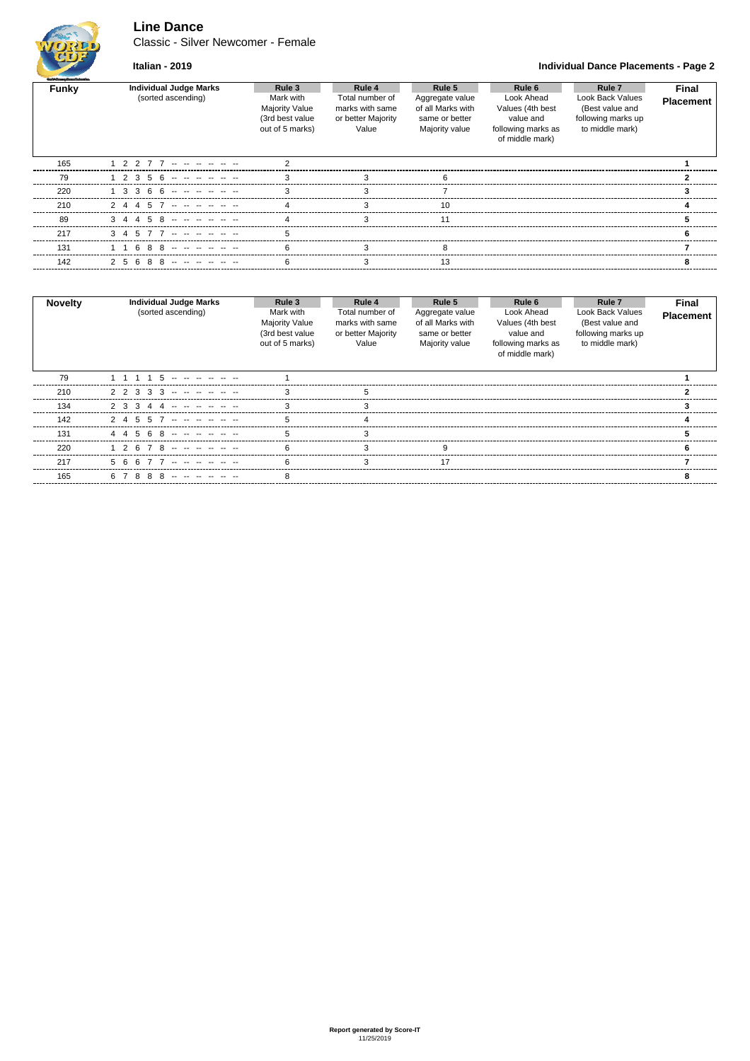# Line Dance

Classic - Silver Newcomer - Female

**Italian - 2019**

**Individual Dance Placements - Page 2**

| Funky | Individual Judge Marks (sorted ascending) | Rule 3 Mark with Majority Value (3rd best value out of 5 marks) | Rule 4 Total number of marks with same or better Majority Value | Rule 5 Aggregate value of all Marks with same or better Majority value | Rule 6 Look Ahead Values (4th best value and following marks as of middle mark) | Rule 7 Look Back Values (Best value and following marks up to middle mark) | Final Placement |
|---|---|---|---|---|---|---|---|
| 165 | 1 2 2 7 7 -- -- -- -- -- -- | 2 | | | | | **1** |
| 79 | 1 2 3 5 6 -- -- -- -- -- -- | 3 | 3 | 6 | | | **2** |
| 220 | 1 3 3 6 6 -- -- -- -- -- -- | 3 | 3 | 7 | | | **3** |
| 210 | 2 4 4 5 7 -- -- -- -- -- -- | 4 | 3 | 10 | | | **4** |
| 89 | 3 4 4 5 8 -- -- -- -- -- -- | 4 | 3 | 11 | | | **5** |
| 217 | 3 4 5 7 7 -- -- -- -- -- -- | 5 | | | | | **6** |
| 131 | 1 1 6 8 8 -- -- -- -- -- -- | 6 | 3 | 8 | | | **7** |
| 142 | 2 5 6 8 8 -- -- -- -- -- -- | 6 | 3 | 13 | | | **8** |

| Novelty | Individual Judge Marks (sorted ascending) | Rule 3 Mark with Majority Value (3rd best value out of 5 marks) | Rule 4 Total number of marks with same or better Majority Value | Rule 5 Aggregate value of all Marks with same or better Majority value | Rule 6 Look Ahead Values (4th best value and following marks as of middle mark) | Rule 7 Look Back Values (Best value and following marks up to middle mark) | Final Placement |
|---|---|---|---|---|---|---|---|
| 79 | 1 1 1 1 5 -- -- -- -- -- -- | 1 | | | | | **1** |
| 210 | 2 2 3 3 3 -- -- -- -- -- -- | 3 | 5 | | | | **2** |
| 134 | 2 3 3 4 4 -- -- -- -- -- -- | 3 | 3 | | | | **3** |
| 142 | 2 4 5 5 7 -- -- -- -- -- -- | 5 | 4 | | | | **4** |
| 131 | 4 4 5 6 8 -- -- -- -- -- -- | 5 | 3 | | | | **5** |
| 220 | 1 2 6 7 8 -- -- -- -- -- -- | 6 | 3 | 9 | | | **6** |
| 217 | 5 6 6 7 7 -- -- -- -- -- -- | 6 | 3 | 17 | | | **7** |
| 165 | 6 7 8 8 8 -- -- -- -- -- -- | 8 | | | | | **8** |

**Report generated by Score-IT**
11/25/2019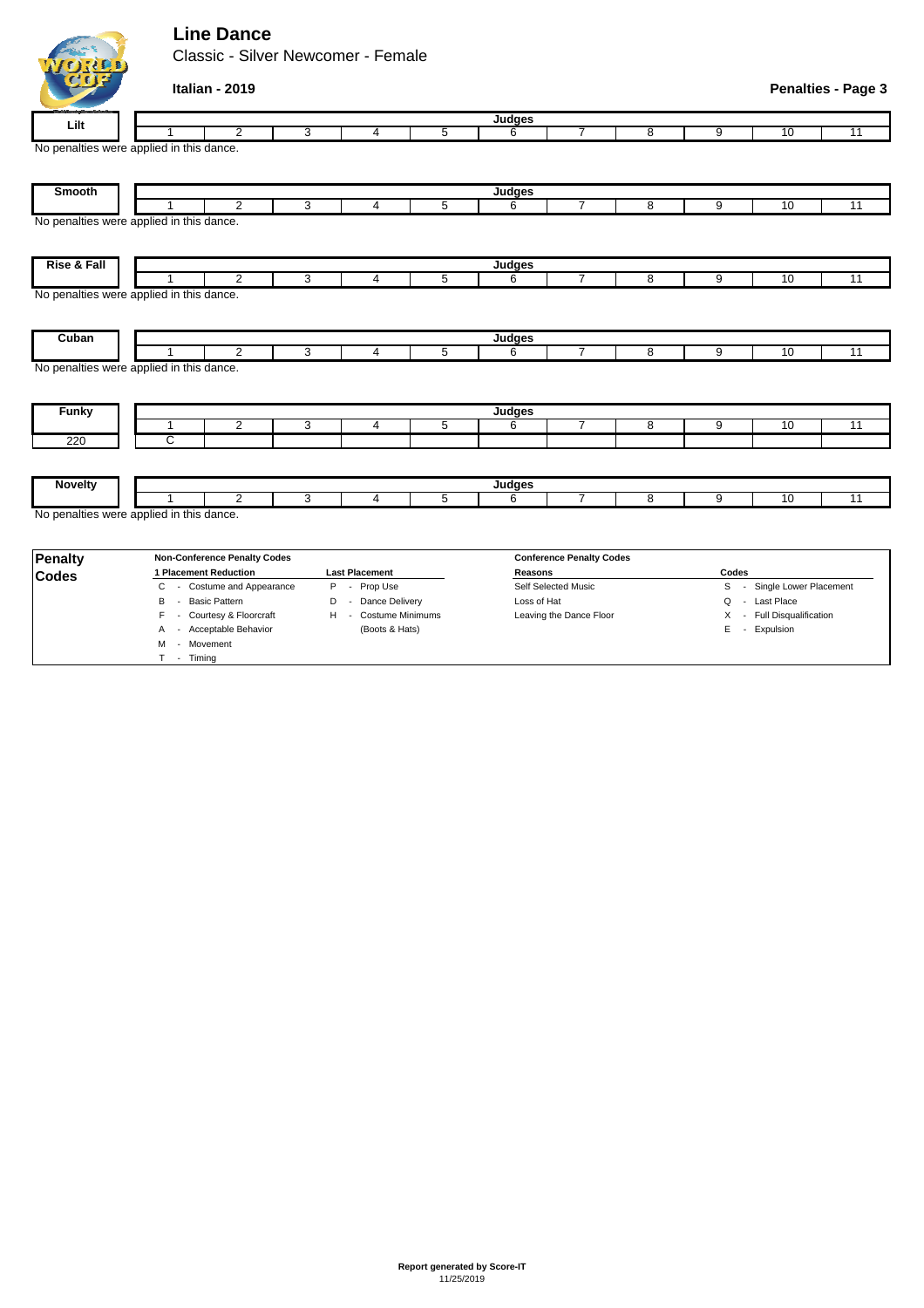# Line Dance

Classic - Silver Newcomer - Female

**Italian - 2019**

**Penalties - Page 3**

| Lilt | Judges | | | | | | | | | | |
|---|---|---|---|---|---|---|---|---|---|---|---|
| | 1 | 2 | 3 | 4 | 5 | 6 | 7 | 8 | 9 | 10 | 11 |

No penalties were applied in this dance.

| Smooth | Judges | | | | | | | | | | |
|---|---|---|---|---|---|---|---|---|---|---|---|
| | 1 | 2 | 3 | 4 | 5 | 6 | 7 | 8 | 9 | 10 | 11 |

No penalties were applied in this dance.

| Rise & Fall | Judges | | | | | | | | | | |
|---|---|---|---|---|---|---|---|---|---|---|---|
| | 1 | 2 | 3 | 4 | 5 | 6 | 7 | 8 | 9 | 10 | 11 |

No penalties were applied in this dance.

| Cuban | Judges | | | | | | | | | | |
|---|---|---|---|---|---|---|---|---|---|---|---|
| | 1 | 2 | 3 | 4 | 5 | 6 | 7 | 8 | 9 | 10 | 11 |

No penalties were applied in this dance.

| Funky | Judges | | | | | | | | | | |
|---|---|---|---|---|---|---|---|---|---|---|---|
| | 1 | 2 | 3 | 4 | 5 | 6 | 7 | 8 | 9 | 10 | 11 |
| 220 | C | | | | | | | | | | |

| Novelty | Judges | | | | | | | | | | |
|---|---|---|---|---|---|---|---|---|---|---|---|
| | 1 | 2 | 3 | 4 | 5 | 6 | 7 | 8 | 9 | 10 | 11 |

No penalties were applied in this dance.

## Penalty Codes

**Non-Conference Penalty Codes**

| 1 Placement Reduction | Last Placement |
|---|---|
| C - Costume and Appearance | P - Prop Use |
| B - Basic Pattern | D - Dance Delivery |
| F - Courtesy & Floorcraft | H - Costume Minimums (Boots & Hats) |
| A - Acceptable Behavior | |
| M - Movement | |
| T - Timing | |

**Conference Penalty Codes**

| Reasons | Codes |
|---|---|
| Self Selected Music | S - Single Lower Placement |
| Loss of Hat | Q - Last Place |
| Leaving the Dance Floor | X - Full Disqualification |
| | E - Expulsion |

**Report generated by Score-IT**
11/25/2019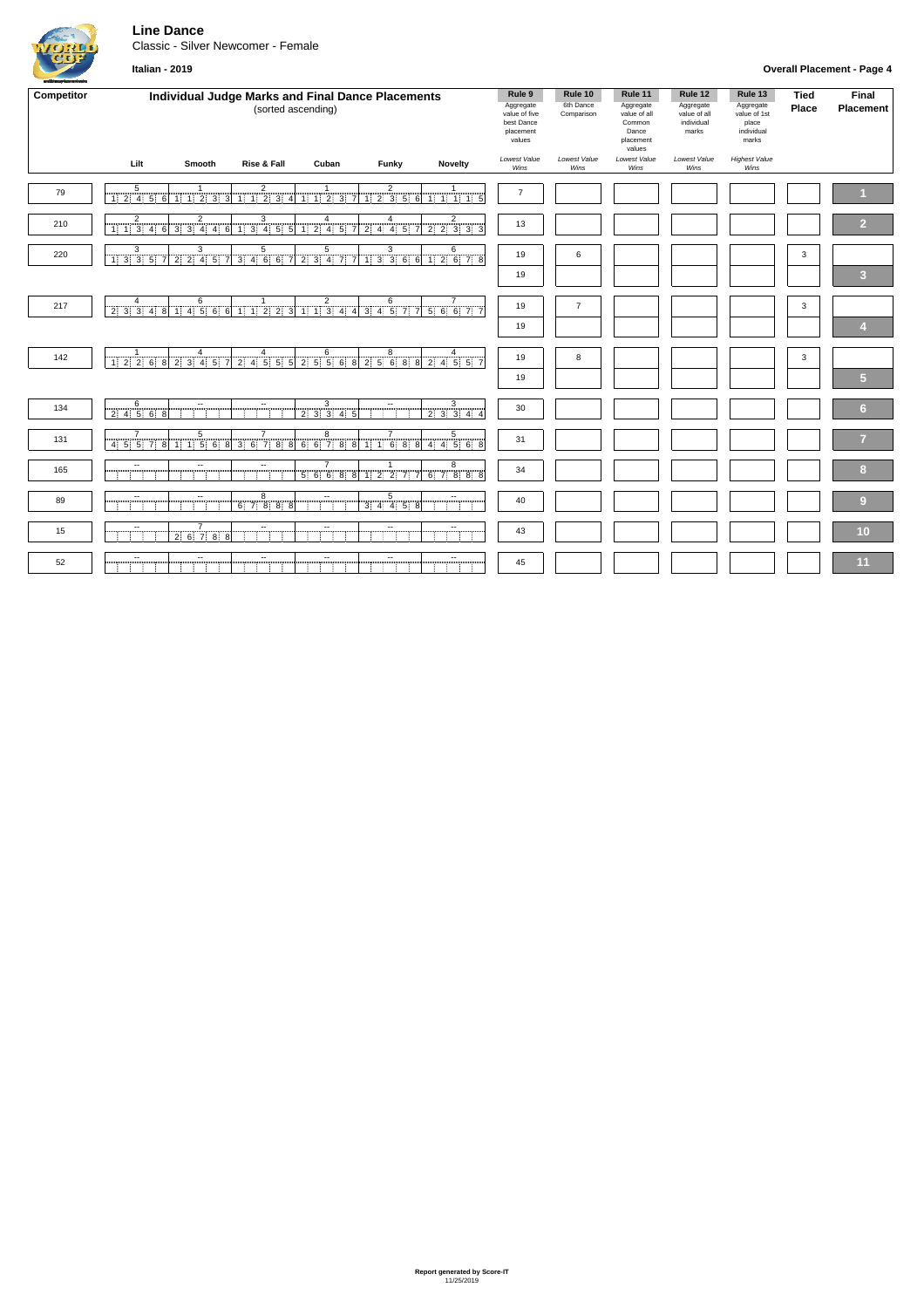# Line Dance

Classic - Silver Newcomer - Female

**Italian - 2019**

**Overall Placement - Page 4**

| Competitor | Lilt | Smooth | Rise & Fall | Cuban | Funky | Novelty | Rule 9 Aggregate value of five best Dance placement values (Lowest Value Wins) | Rule 10 6th Dance Comparison (Lowest Value Wins) | Rule 11 Aggregate value of all Common Dance placement values (Lowest Value Wins) | Rule 12 Aggregate value of all individual marks (Lowest Value Wins) | Rule 13 Aggregate value of 1st place individual marks (Highest Value Wins) | Tied Place | Final Placement |
|---|---|---|---|---|---|---|---|---|---|---|---|---|---|
| 79 | 5 (1 2 4 5 6) | 1 (1 1 2 3 3) | 2 (1 1 2 3 4) | 1 (1 1 2 3 7) | 2 (1 2 3 5 6) | 1 (1 1 1 1 5) | 7 | | | | | | 1 |
| 210 | 2 (1 1 3 4 6) | 2 (3 3 4 4 6) | 3 (1 3 4 5 5) | 4 (1 2 4 5 7) | 4 (2 4 4 5 7) | 2 (2 2 3 3 3) | 13 | | | | | | 2 |
| 220 | 3 (1 3 3 5 7) | 3 (2 2 4 5 7) | 5 (3 4 6 6 7) | 5 (2 3 4 7 7) | 3 (1 3 3 6 6) | 6 (1 2 6 7 8) | 19 | 6 | | | | 3 | |
| | | | | | | | 19 | | | | | | 3 |
| 217 | 4 (2 3 3 4 8) | 6 (1 4 5 6 6) | 1 (1 1 2 2 3) | 2 (1 1 3 4 4) | 6 (3 4 5 7 7) | 7 (5 6 6 7 7) | 19 | 7 | | | | 3 | |
| | | | | | | | 19 | | | | | | 4 |
| 142 | 1 (1 2 2 6 8) | 4 (2 3 4 5 7) | 4 (2 4 5 5 5) | 6 (2 5 5 6 8) | 8 (2 5 6 8 8) | 4 (2 4 5 5 7) | 19 | 8 | | | | 3 | |
| | | | | | | | 19 | | | | | | 5 |
| 134 | 6 (2 4 5 6 8) | -- | -- | 3 (2 3 3 4 5) | -- | 3 (2 3 3 4 4) | 30 | | | | | | 6 |
| 131 | 7 (4 5 5 7 8) | 5 (1 1 5 6 8) | 7 (3 6 7 8 8) | 8 (6 6 7 8 8) | 7 (1 1 6 8 8) | 5 (4 4 5 6 8) | 31 | | | | | | 7 |
| 165 | -- | -- | -- | 7 (5 6 6 8 8) | 1 (1 2 2 7 7) | 8 (6 7 8 8 8) | 34 | | | | | | 8 |
| 89 | -- | -- | 8 (6 7 8 8 8) | -- | 5 (3 4 4 5 8) | -- | 40 | | | | | | 9 |
| 15 | -- | 7 (2 6 7 8 8) | -- | -- | -- | -- | 43 | | | | | | 10 |
| 52 | -- | -- | -- | -- | -- | -- | 45 | | | | | | 11 |

Report generated by Score-IT
11/25/2019